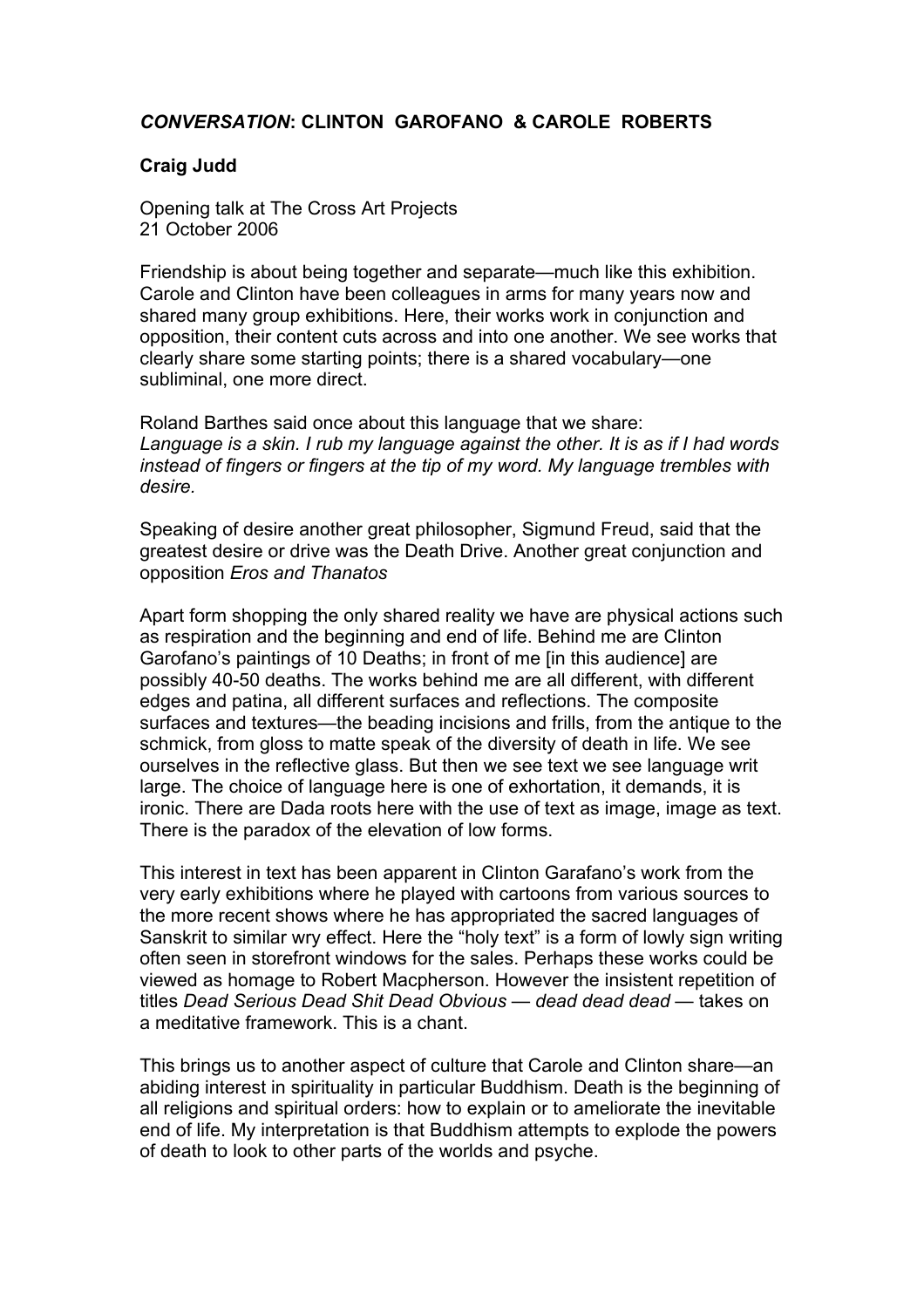***CONVERSATION*: CLINTON GAROFANO & CAROLE ROBERTS**

**Craig Judd**

Opening talk at The Cross Art Projects
21 October 2006

Friendship is about being together and separate—much like this exhibition. Carole and Clinton have been colleagues in arms for many years now and shared many group exhibitions. Here, their works work in conjunction and opposition, their content cuts across and into one another. We see works that clearly share some starting points; there is a shared vocabulary—one subliminal, one more direct.

Roland Barthes said once about this language that we share:
*Language is a skin. I rub my language against the other. It is as if I had words instead of fingers or fingers at the tip of my word. My language trembles with desire.*

Speaking of desire another great philosopher, Sigmund Freud, said that the greatest desire or drive was the Death Drive. Another great conjunction and opposition *Eros and Thanatos*

Apart form shopping the only shared reality we have are physical actions such as respiration and the beginning and end of life. Behind me are Clinton Garofano's paintings of 10 Deaths; in front of me [in this audience] are possibly 40-50 deaths. The works behind me are all different, with different edges and patina, all different surfaces and reflections. The composite surfaces and textures—the beading incisions and frills, from the antique to the schmick, from gloss to matte speak of the diversity of death in life. We see ourselves in the reflective glass. But then we see text we see language writ large. The choice of language here is one of exhortation, it demands, it is ironic. There are Dada roots here with the use of text as image, image as text. There is the paradox of the elevation of low forms.

This interest in text has been apparent in Clinton Garafano's work from the very early exhibitions where he played with cartoons from various sources to the more recent shows where he has appropriated the sacred languages of Sanskrit to similar wry effect. Here the "holy text" is a form of lowly sign writing often seen in storefront windows for the sales. Perhaps these works could be viewed as homage to Robert Macpherson. However the insistent repetition of titles *Dead Serious Dead Shit Dead Obvious — dead dead dead* — takes on a meditative framework. This is a chant.

This brings us to another aspect of culture that Carole and Clinton share—an abiding interest in spirituality in particular Buddhism. Death is the beginning of all religions and spiritual orders: how to explain or to ameliorate the inevitable end of life. My interpretation is that Buddhism attempts to explode the powers of death to look to other parts of the worlds and psyche.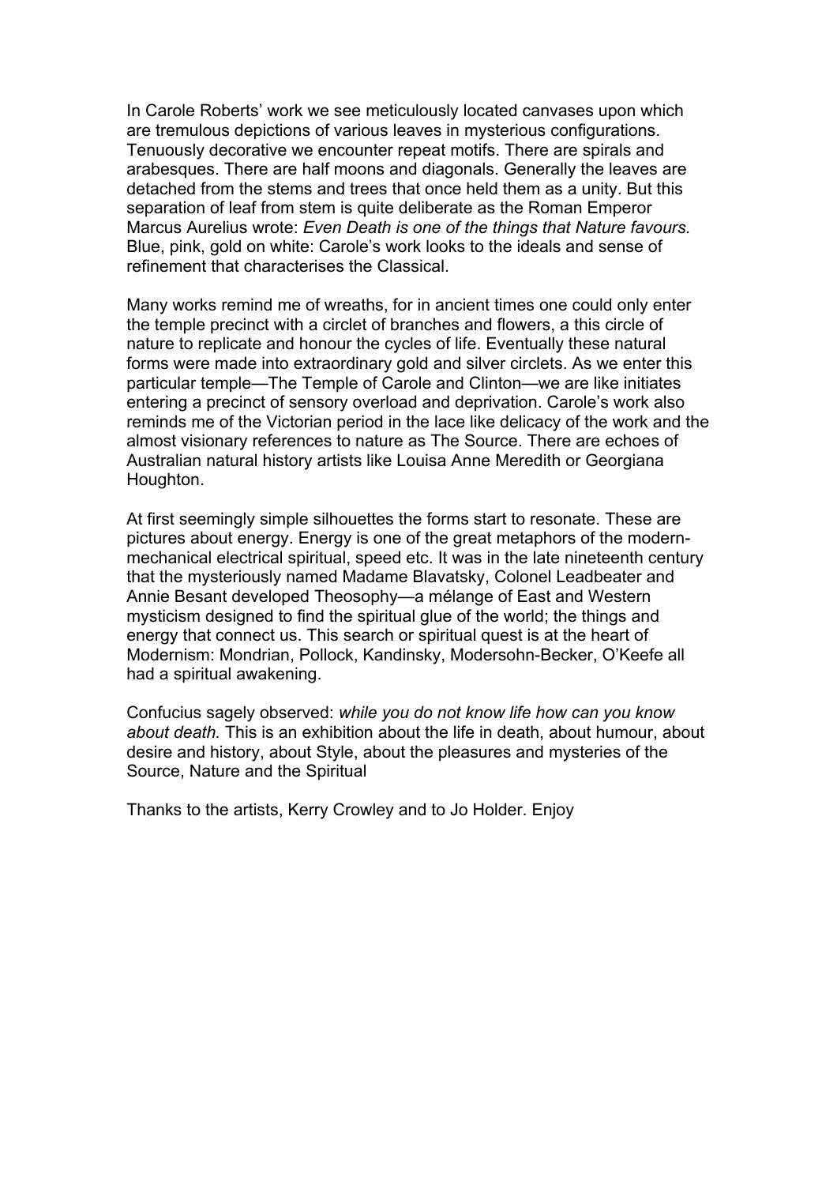In Carole Roberts' work we see meticulously located canvases upon which are tremulous depictions of various leaves in mysterious configurations. Tenuously decorative we encounter repeat motifs. There are spirals and arabesques. There are half moons and diagonals. Generally the leaves are detached from the stems and trees that once held them as a unity. But this separation of leaf from stem is quite deliberate as the Roman Emperor Marcus Aurelius wrote: *Even Death is one of the things that Nature favours.* Blue, pink, gold on white: Carole's work looks to the ideals and sense of refinement that characterises the Classical.

Many works remind me of wreaths, for in ancient times one could only enter the temple precinct with a circlet of branches and flowers, a this circle of nature to replicate and honour the cycles of life. Eventually these natural forms were made into extraordinary gold and silver circlets. As we enter this particular temple—The Temple of Carole and Clinton—we are like initiates entering a precinct of sensory overload and deprivation. Carole's work also reminds me of the Victorian period in the lace like delicacy of the work and the almost visionary references to nature as The Source. There are echoes of Australian natural history artists like Louisa Anne Meredith or Georgiana Houghton.

At first seemingly simple silhouettes the forms start to resonate. These are pictures about energy. Energy is one of the great metaphors of the modern-mechanical electrical spiritual, speed etc. It was in the late nineteenth century that the mysteriously named Madame Blavatsky, Colonel Leadbeater and Annie Besant developed Theosophy—a mélange of East and Western mysticism designed to find the spiritual glue of the world; the things and energy that connect us. This search or spiritual quest is at the heart of Modernism: Mondrian, Pollock, Kandinsky, Modersohn-Becker, O'Keefe all had a spiritual awakening.

Confucius sagely observed: *while you do not know life how can you know about death.* This is an exhibition about the life in death, about humour, about desire and history, about Style, about the pleasures and mysteries of the Source, Nature and the Spiritual

Thanks to the artists, Kerry Crowley and to Jo Holder. Enjoy